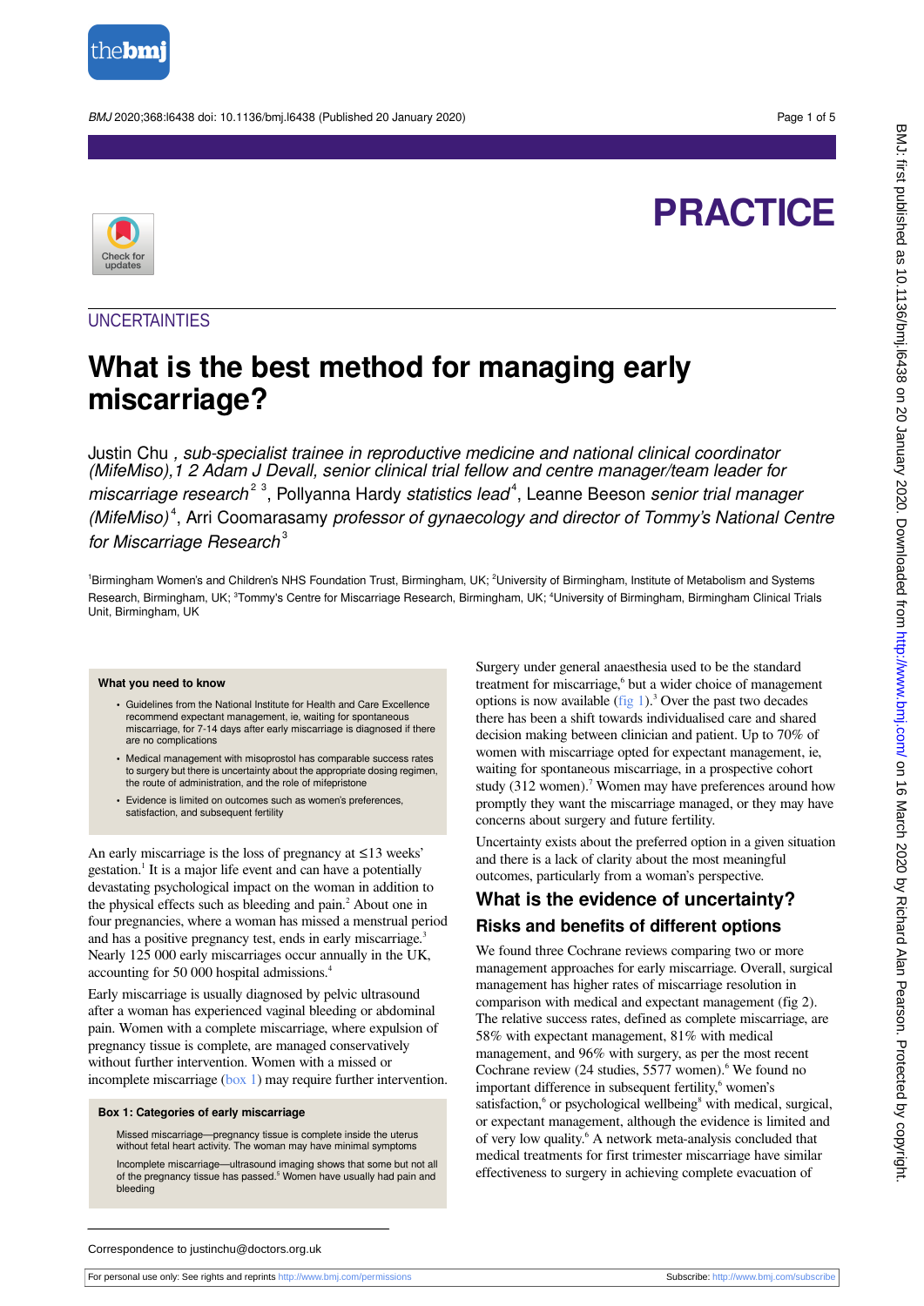PRACTICE

UNCERTAINTIES

# What is the best method for managing early miscarriage?

Justin Chu *, sub-specialist trainee in reproductive medicine and national clinical coordinator (MifeMiso),1 2* Adam J Devall, *senior clinical trial fellow and centre manager/team leader for miscarriage research*[2,3], Pollyanna Hardy *statistics lead*[4], Leanne Beeson *senior trial manager (MifeMiso)*[4], Arri Coomarasamy *professor of gynaecology and director of Tommy's National Centre for Miscarriage Research*[3]

[1]Birmingham Women's and Children's NHS Foundation Trust, Birmingham, UK; [2]University of Birmingham, Institute of Metabolism and Systems Research, Birmingham, UK; [3]Tommy's Centre for Miscarriage Research, Birmingham, UK; [4]University of Birmingham, Birmingham Clinical Trials Unit, Birmingham, UK

> **What you need to know**
>
> - Guidelines from the National Institute for Health and Care Excellence recommend expectant management, ie, waiting for spontaneous miscarriage, for 7-14 days after early miscarriage is diagnosed if there are no complications
> - Medical management with misoprostol has comparable success rates to surgery but there is uncertainty about the appropriate dosing regimen, the route of administration, and the role of mifepristone
> - Evidence is limited on outcomes such as women's preferences, satisfaction, and subsequent fertility

An early miscarriage is the loss of pregnancy at ≤13 weeks' gestation.[1] It is a major life event and can have a potentially devastating psychological impact on the woman in addition to the physical effects such as bleeding and pain.[2] About one in four pregnancies, where a woman has missed a menstrual period and has a positive pregnancy test, ends in early miscarriage.[3] Nearly 125 000 early miscarriages occur annually in the UK, accounting for 50 000 hospital admissions.[4]

Early miscarriage is usually diagnosed by pelvic ultrasound after a woman has experienced vaginal bleeding or abdominal pain. Women with a complete miscarriage, where expulsion of pregnancy tissue is complete, are managed conservatively without further intervention. Women with a missed or incomplete miscarriage (box 1) may require further intervention.

> **Box 1: Categories of early miscarriage**
>
> Missed miscarriage—pregnancy tissue is complete inside the uterus without fetal heart activity. The woman may have minimal symptoms
>
> Incomplete miscarriage—ultrasound imaging shows that some but not all of the pregnancy tissue has passed.[5] Women have usually had pain and bleeding

Surgery under general anaesthesia used to be the standard treatment for miscarriage,[6] but a wider choice of management options is now available (fig 1).[3] Over the past two decades there has been a shift towards individualised care and shared decision making between clinician and patient. Up to 70% of women with miscarriage opted for expectant management, ie, waiting for spontaneous miscarriage, in a prospective cohort study (312 women).[7] Women may have preferences around how promptly they want the miscarriage managed, or they may have concerns about surgery and future fertility.

Uncertainty exists about the preferred option in a given situation and there is a lack of clarity about the most meaningful outcomes, particularly from a woman's perspective.

## What is the evidence of uncertainty?

### Risks and benefits of different options

We found three Cochrane reviews comparing two or more management approaches for early miscarriage. Overall, surgical management has higher rates of miscarriage resolution in comparison with medical and expectant management (fig 2). The relative success rates, defined as complete miscarriage, are 58% with expectant management, 81% with medical management, and 96% with surgery, as per the most recent Cochrane review (24 studies, 5577 women).[6] We found no important difference in subsequent fertility,[6] women's satisfaction,[6] or psychological wellbeing[8] with medical, surgical, or expectant management, although the evidence is limited and of very low quality.[6] A network meta-analysis concluded that medical treatments for first trimester miscarriage have similar effectiveness to surgery in achieving complete evacuation of

Correspondence to justinchu@doctors.org.uk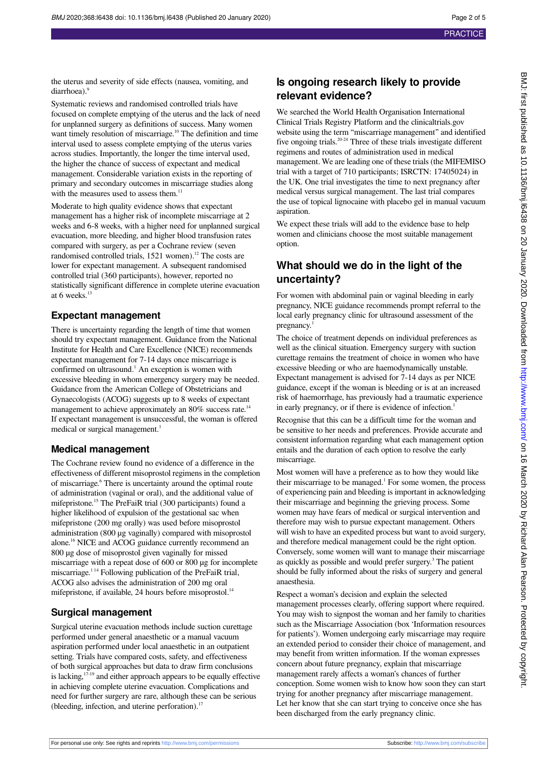the uterus and severity of side effects (nausea, vomiting, and diarrhoea).[9]

Systematic reviews and randomised controlled trials have focused on complete emptying of the uterus and the lack of need for unplanned surgery as definitions of success. Many women want timely resolution of miscarriage.[10] The definition and time interval used to assess complete emptying of the uterus varies across studies. Importantly, the longer the time interval used, the higher the chance of success of expectant and medical management. Considerable variation exists in the reporting of primary and secondary outcomes in miscarriage studies along with the measures used to assess them.[11]

Moderate to high quality evidence shows that expectant management has a higher risk of incomplete miscarriage at 2 weeks and 6-8 weeks, with a higher need for unplanned surgical evacuation, more bleeding, and higher blood transfusion rates compared with surgery, as per a Cochrane review (seven randomised controlled trials, 1521 women).[12] The costs are lower for expectant management. A subsequent randomised controlled trial (360 participants), however, reported no statistically significant difference in complete uterine evacuation at 6 weeks.[13]

## Expectant management

There is uncertainty regarding the length of time that women should try expectant management. Guidance from the National Institute for Health and Care Excellence (NICE) recommends expectant management for 7-14 days once miscarriage is confirmed on ultrasound.[1] An exception is women with excessive bleeding in whom emergency surgery may be needed. Guidance from the American College of Obstetricians and Gynaecologists (ACOG) suggests up to 8 weeks of expectant management to achieve approximately an 80% success rate.[14] If expectant management is unsuccessful, the woman is offered medical or surgical management.[1]

## Medical management

The Cochrane review found no evidence of a difference in the effectiveness of different misoprostol regimens in the completion of miscarriage.[6] There is uncertainty around the optimal route of administration (vaginal or oral), and the additional value of mifepristone.[15] The PreFaiR trial (300 participants) found a higher likelihood of expulsion of the gestational sac when mifepristone (200 mg orally) was used before misoprostol administration (800 μg vaginally) compared with misoprostol alone.[16] NICE and ACOG guidance currently recommend an 800 μg dose of misoprostol given vaginally for missed miscarriage with a repeat dose of 600 or 800 μg for incomplete miscarriage.[1,14] Following publication of the PreFaiR trial, ACOG also advises the administration of 200 mg oral mifepristone, if available, 24 hours before misoprostol.[14]

## Surgical management

Surgical uterine evacuation methods include suction curettage performed under general anaesthetic or a manual vacuum aspiration performed under local anaesthetic in an outpatient setting. Trials have compared costs, safety, and effectiveness of both surgical approaches but data to draw firm conclusions is lacking,[17-19] and either approach appears to be equally effective in achieving complete uterine evacuation. Complications and need for further surgery are rare, although these can be serious (bleeding, infection, and uterine perforation).[17]

# Is ongoing research likely to provide relevant evidence?

We searched the World Health Organisation International Clinical Trials Registry Platform and the clinicaltrials.gov website using the term "miscarriage management" and identified five ongoing trials.[20-24] Three of these trials investigate different regimens and routes of administration used in medical management. We are leading one of these trials (the MIFEMISO trial with a target of 710 participants; ISRCTN: 17405024) in the UK. One trial investigates the time to next pregnancy after medical versus surgical management. The last trial compares the use of topical lignocaine with placebo gel in manual vacuum aspiration.

We expect these trials will add to the evidence base to help women and clinicians choose the most suitable management option.

# What should we do in the light of the uncertainty?

For women with abdominal pain or vaginal bleeding in early pregnancy, NICE guidance recommends prompt referral to the local early pregnancy clinic for ultrasound assessment of the pregnancy.[1]

The choice of treatment depends on individual preferences as well as the clinical situation. Emergency surgery with suction curettage remains the treatment of choice in women who have excessive bleeding or who are haemodynamically unstable. Expectant management is advised for 7-14 days as per NICE guidance, except if the woman is bleeding or is at an increased risk of haemorrhage, has previously had a traumatic experience in early pregnancy, or if there is evidence of infection.[1]

Recognise that this can be a difficult time for the woman and be sensitive to her needs and preferences. Provide accurate and consistent information regarding what each management option entails and the duration of each option to resolve the early miscarriage.

Most women will have a preference as to how they would like their miscarriage to be managed.[1] For some women, the process of experiencing pain and bleeding is important in acknowledging their miscarriage and beginning the grieving process. Some women may have fears of medical or surgical intervention and therefore may wish to pursue expectant management. Others will wish to have an expedited process but want to avoid surgery, and therefore medical management could be the right option. Conversely, some women will want to manage their miscarriage as quickly as possible and would prefer surgery.[3] The patient should be fully informed about the risks of surgery and general anaesthesia.

Respect a woman's decision and explain the selected management processes clearly, offering support where required. You may wish to signpost the woman and her family to charities such as the Miscarriage Association (box 'Information resources for patients'). Women undergoing early miscarriage may require an extended period to consider their choice of management, and may benefit from written information. If the woman expresses concern about future pregnancy, explain that miscarriage management rarely affects a woman's chances of further conception. Some women wish to know how soon they can start trying for another pregnancy after miscarriage management. Let her know that she can start trying to conceive once she has been discharged from the early pregnancy clinic.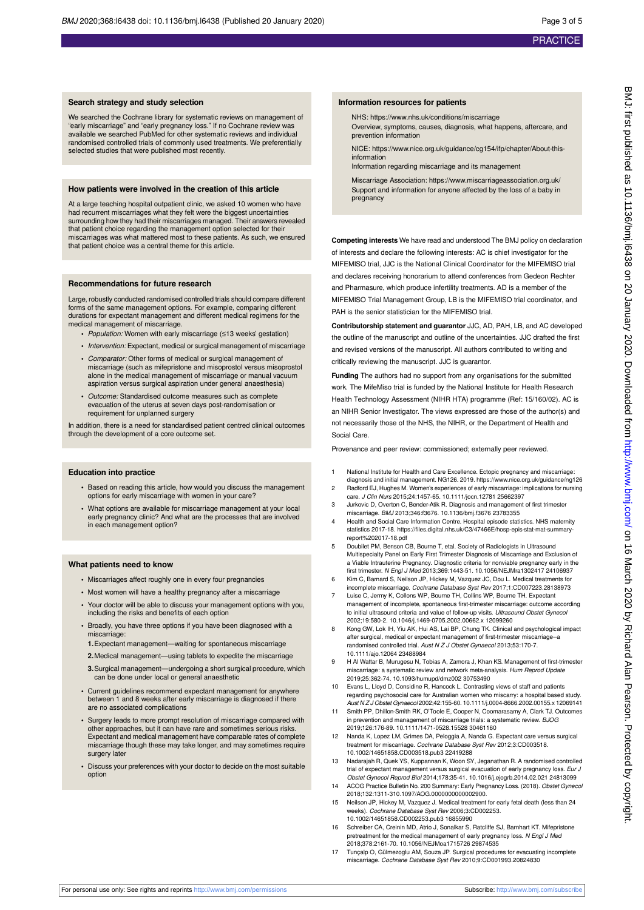## Search strategy and study selection

We searched the Cochrane library for systematic reviews on management of "early miscarriage" and "early pregnancy loss." If no Cochrane review was available we searched PubMed for other systematic reviews and individual randomised controlled trials of commonly used treatments. We preferentially selected studies that were published most recently.

## How patients were involved in the creation of this article

At a large teaching hospital outpatient clinic, we asked 10 women who have had recurrent miscarriages what they felt were the biggest uncertainties surrounding how they had their miscarriages managed. Their answers revealed that patient choice regarding the management option selected for their miscarriages was what mattered most to these patients. As such, we ensured that patient choice was a central theme for this article.

## Recommendations for future research

Large, robustly conducted randomised controlled trials should compare different forms of the same management options. For example, comparing different durations for expectant management and different medical regimens for the medical management of miscarriage.

- *Population:* Women with early miscarriage (≤13 weeks' gestation)
- *Intervention:* Expectant, medical or surgical management of miscarriage
- *Comparator:* Other forms of medical or surgical management of miscarriage (such as mifepristone and misoprostol versus misoprostol alone in the medical management of miscarriage or manual vacuum aspiration versus surgical aspiration under general anaesthesia)
- *Outcome:* Standardised outcome measures such as complete evacuation of the uterus at seven days post-randomisation or requirement for unplanned surgery

In addition, there is a need for standardised patient centred clinical outcomes through the development of a core outcome set.

## Education into practice

- Based on reading this article, how would you discuss the management options for early miscarriage with women in your care?
- What options are available for miscarriage management at your local early pregnancy clinic? And what are the processes that are involved in each management option?

## What patients need to know

- Miscarriages affect roughly one in every four pregnancies
- Most women will have a healthy pregnancy after a miscarriage
- Your doctor will be able to discuss your management options with you, including the risks and benefits of each option
- Broadly, you have three options if you have been diagnosed with a miscarriage:
  1. Expectant management—waiting for spontaneous miscarriage
  2. Medical management—using tablets to expedite the miscarriage
  3. Surgical management—undergoing a short surgical procedure, which can be done under local or general anaesthetic
- Current guidelines recommend expectant management for anywhere between 1 and 8 weeks after early miscarriage is diagnosed if there are no associated complications
- Surgery leads to more prompt resolution of miscarriage compared with other approaches, but it can have rare and sometimes serious risks. Expectant and medical management have comparable rates of complete miscarriage though these may take longer, and may sometimes require surgery later
- Discuss your preferences with your doctor to decide on the most suitable option

## Information resources for patients

NHS: https://www.nhs.uk/conditions/miscarriage
Overview, symptoms, causes, diagnosis, what happens, aftercare, and prevention information

NICE: https://www.nice.org.uk/guidance/cg154/ifp/chapter/About-this-information
Information regarding miscarriage and its management

Miscarriage Association: https://www.miscarriageassociation.org.uk/
Support and information for anyone affected by the loss of a baby in pregnancy

**Competing interests** We have read and understood The BMJ policy on declaration of interests and declare the following interests: AC is chief investigator for the MIFEMISO trial, JJC is the National Clinical Coordinator for the MIFEMISO trial and declares receiving honorarium to attend conferences from Gedeon Rechter and Pharmasure, which produce infertility treatments. AD is a member of the MIFEMISO Trial Management Group, LB is the MIFEMISO trial coordinator, and PAH is the senior statistician for the MIFEMISO trial.

**Contributorship statement and guarantor** JJC, AD, PAH, LB, and AC developed the outline of the manuscript and outline of the uncertainties. JJC drafted the first and revised versions of the manuscript. All authors contributed to writing and critically reviewing the manuscript. JJC is guarantor.

**Funding** The authors had no support from any organisations for the submitted work. The MifeMiso trial is funded by the National Institute for Health Research Health Technology Assessment (NIHR HTA) programme (Ref: 15/160/02). AC is an NIHR Senior Investigator. The views expressed are those of the author(s) and not necessarily those of the NHS, the NIHR, or the Department of Health and Social Care.

Provenance and peer review: commissioned; externally peer reviewed.

1. National Institute for Health and Care Excellence. Ectopic pregnancy and miscarriage: diagnosis and initial management. NG126. 2019. https://www.nice.org.uk/guidance/ng126
2. Radford EJ, Hughes M. Women's experiences of early miscarriage: implications for nursing care. *J Clin Nurs* 2015;24:1457-65. 10.1111/jocn.12781 25662397
3. Jurkovic D, Overton C, Bender-Atik R. Diagnosis and management of first trimester miscarriage. *BMJ* 2013;346:f3676. 10.1136/bmj.f3676 23783355
4. Health and Social Care Information Centre. Hospital episode statistics. NHS maternity statistics 2017-18. https://files.digital.nhs.uk/C3/47466E/hosp-epis-stat-mat-summary-report%202017-18.pdf
5. Doubilet PM, Benson CB, Bourne T, etal. Society of Radiologists in Ultrasound Multispecialty Panel on Early First Trimester Diagnosis of Miscarriage and Exclusion of a Viable Intrauterine Pregnancy. Diagnostic criteria for nonviable pregnancy early in the first trimester. *N Engl J Med* 2013;369:1443-51. 10.1056/NEJMra1302417 24106937
6. Kim C, Barnard S, Neilson JP, Hickey M, Vazquez JC, Dou L. Medical treatments for incomplete miscarriage. *Cochrane Database Syst Rev* 2017;1:CD007223.28138973
7. Luise C, Jermy K, Collons WP, Bourne TH, Collins WP, Bourne TH. Expectant management of incomplete, spontaneous first-trimester miscarriage: outcome according to initial ultrasound criteria and value of follow-up visits. *Ultrasound Obstet Gynecol* 2002;19:580-2. 10.1046/j.1469-0705.2002.00662.x 12099260
8. Kong GW, Lok IH, Yiu AK, Hui AS, Lai BP, Chung TK. Clinical and psychological impact after surgical, medical or expectant management of first-trimester miscarriage--a randomised controlled trial. *Aust N Z J Obstet Gynaecol* 2013;53:170-7. 10.1111/ajo.12064 23488984
9. H Al Wattar B, Murugesu N, Tobias A, Zamora J, Khan KS. Management of first-trimester miscarriage: a systematic review and network meta-analysis. *Hum Reprod Update* 2019;25:362-74. 10.1093/humupd/dmz002 30753490
10. Evans L, Lloyd D, Considine R, Hancock L. Contrasting views of staff and patients regarding psychosocial care for Australian women who miscarry: a hospital based study. *Aust N Z J Obstet Gynaecol* 2002;42:155-60. 10.1111/j.0004-8666.2002.00155.x 12069141
11. Smith PP, Dhillon-Smith RK, O'Toole E, Cooper N, Coomarasamy A, Clark TJ. Outcomes in prevention and management of miscarriage trials: a systematic review. *BJOG* 2019;126:176-89. 10.1111/1471-0528.15528 30461160
12. Nanda K, Lopez LM, Grimes DA, Peloggia A, Nanda G. Expectant care versus surgical treatment for miscarriage. *Cochrane Database Syst Rev* 2012;3:CD003518. 10.1002/14651858.CD003518.pub3 22419288
13. Nadarajah R, Quek YS, Kuppannan K, Woon SY, Jeganathan R. A randomised controlled trial of expectant management versus surgical evacuation of early pregnancy loss. *Eur J Obstet Gynecol Reprod Biol* 2014;178:35-41. 10.1016/j.ejogrb.2014.02.021 24813099
14. ACOG Practice Bulletin No. 200 Summary: Early Pregnancy Loss. (2018). *Obstet Gynecol* 2018;132:1311-310.1097/AOG.0000000000002900.
15. Neilson JP, Hickey M, Vazquez JC. Medical treatment for early fetal death (less than 24 weeks). *Cochrane Database Syst Rev* 2006;3:CD002253. 10.1002/14651858.CD002253.pub3 16855990
16. Schreiber CA, Creinin MD, Atrio J, Sonalkar S, Ratcliffe SJ, Barnhart KT. Mifepristone pretreatment for the medical management of early pregnancy loss. *N Engl J Med* 2018;378:2161-70. 10.1056/NEJMoa1715726 29874535
17. Tunçalp O, Gülmezoglu AM, Souza JP. Surgical procedures for evacuating incomplete miscarriage. *Cochrane Database Syst Rev* 2010;9:CD001993.20824830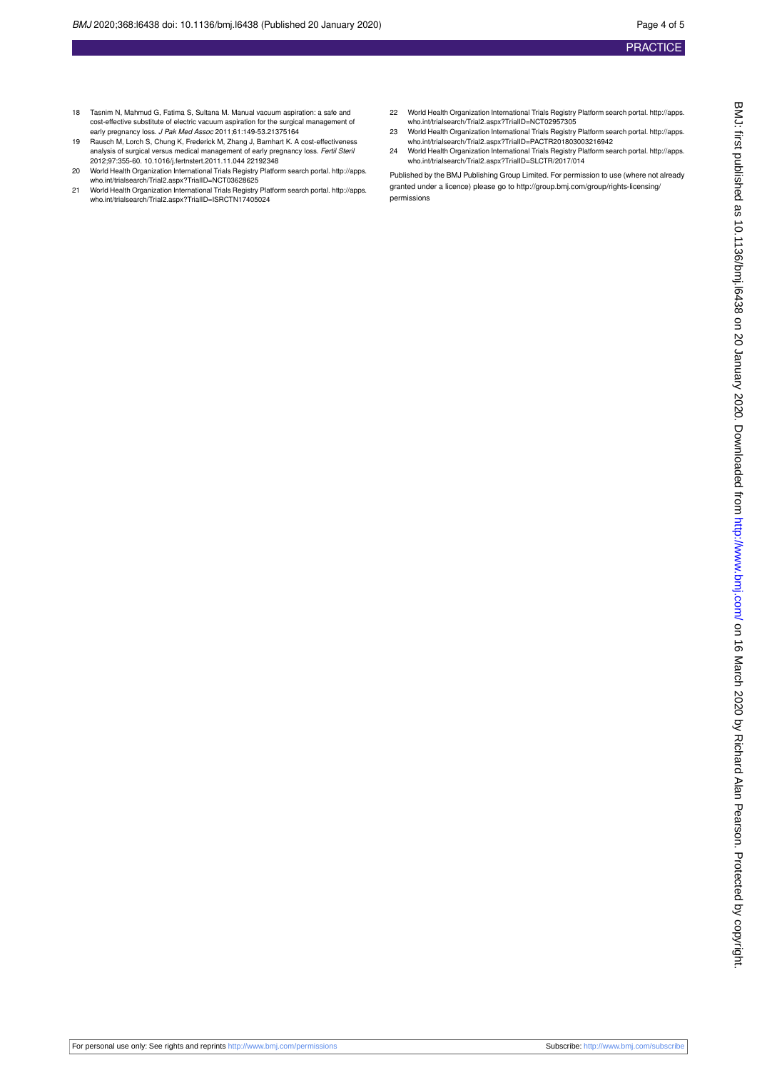18 Tasnim N, Mahmud G, Fatima S, Sultana M. Manual vacuum aspiration: a safe and cost-effective substitute of electric vacuum aspiration for the surgical management of early pregnancy loss. *J Pak Med Assoc* 2011;61:149-53.21375164

19 Rausch M, Lorch S, Chung K, Frederick M, Zhang J, Barnhart K. A cost-effectiveness analysis of surgical versus medical management of early pregnancy loss. *Fertil Steril* 2012;97:355-60. 10.1016/j.fertnstert.2011.11.044 22192348

20 World Health Organization International Trials Registry Platform search portal. http://apps.who.int/trialsearch/Trial2.aspx?TrialID=NCT03628625

21 World Health Organization International Trials Registry Platform search portal. http://apps.who.int/trialsearch/Trial2.aspx?TrialID=ISRCTN17405024

22 World Health Organization International Trials Registry Platform search portal. http://apps.who.int/trialsearch/Trial2.aspx?TrialID=NCT02957305

23 World Health Organization International Trials Registry Platform search portal. http://apps.who.int/trialsearch/Trial2.aspx?TrialID=PACTR201803003216942

24 World Health Organization International Trials Registry Platform search portal. http://apps.who.int/trialsearch/Trial2.aspx?TrialID=SLCTR/2017/014

Published by the BMJ Publishing Group Limited. For permission to use (where not already granted under a licence) please go to http://group.bmj.com/group/rights-licensing/permissions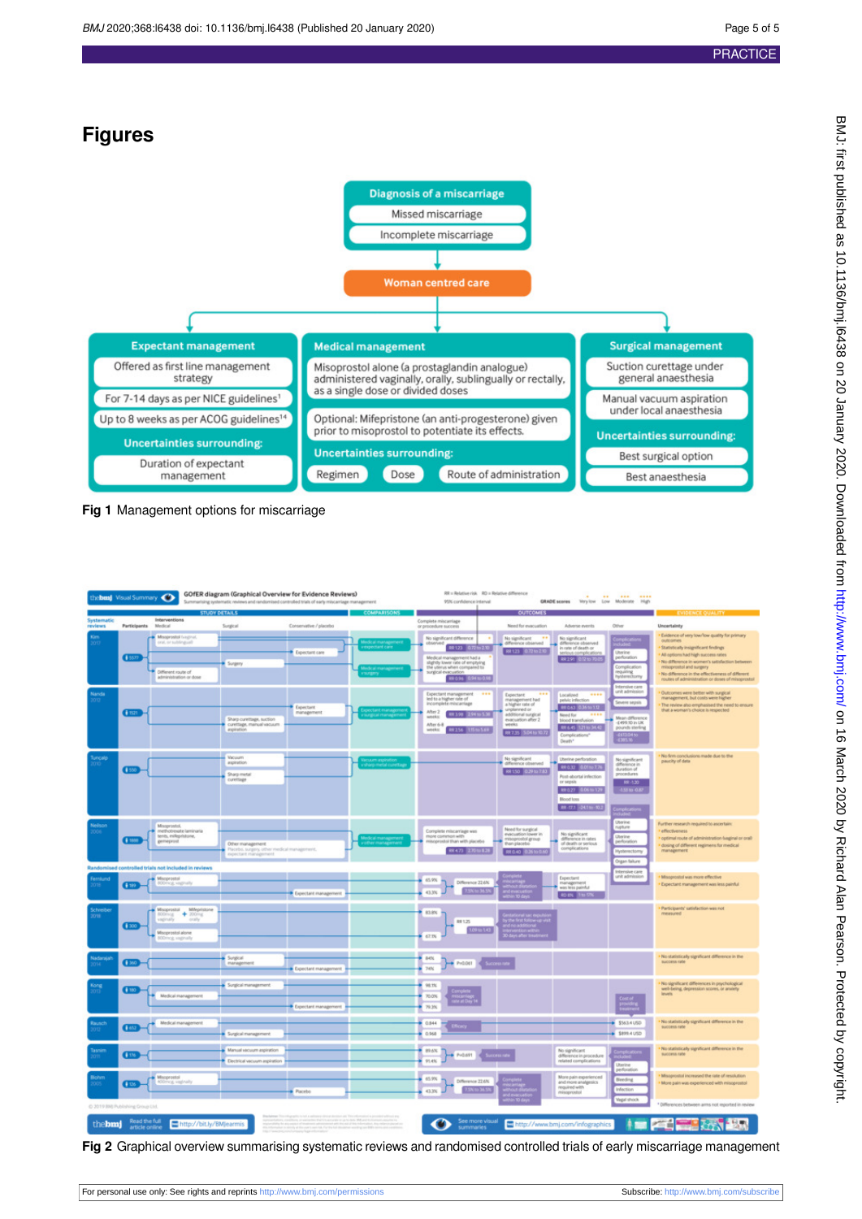# Figures

Diagnosis of a miscarriage

Missed miscarriage

Incomplete miscarriage

Woman centred care

Expectant management

Offered as first line management strategy

For 7-14 days as per NICE guidelines[1]

Up to 8 weeks as per ACOG guidelines[14]

Uncertainties surrounding:

Duration of expectant management

Medical management

Misoprostol alone (a prostaglandin analogue) administered vaginally, orally, sublingually or rectally, as a single dose or divided doses

Optional: Mifepristone (an anti-progesterone) given prior to misoprostol to potentiate its effects.

Uncertainties surrounding:

Regimen

Dose

Route of administration

Surgical management

Suction curettage under general anaesthesia

Manual vacuum aspiration under local anaesthesia

Uncertainties surrounding:

Best surgical option

Best anaesthesia

**Fig 1** Management options for miscarriage

**Fig 2** Graphical overview summarising systematic reviews and randomised controlled trials of early miscarriage management